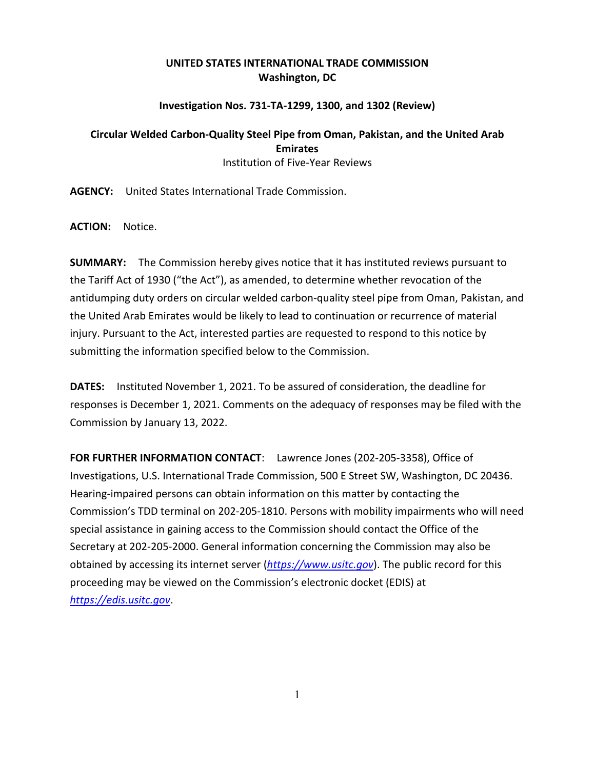**UNITED STATES INTERNATIONAL TRADE COMMISSION**
**Washington, DC**

**Investigation Nos. 731-TA-1299, 1300, and 1302 (Review)**

**Circular Welded Carbon-Quality Steel Pipe from Oman, Pakistan, and the United Arab Emirates**

Institution of Five-Year Reviews

**AGENCY:** United States International Trade Commission.

**ACTION:** Notice.

**SUMMARY:** The Commission hereby gives notice that it has instituted reviews pursuant to the Tariff Act of 1930 ("the Act"), as amended, to determine whether revocation of the antidumping duty orders on circular welded carbon-quality steel pipe from Oman, Pakistan, and the United Arab Emirates would be likely to lead to continuation or recurrence of material injury. Pursuant to the Act, interested parties are requested to respond to this notice by submitting the information specified below to the Commission.

**DATES:** Instituted November 1, 2021. To be assured of consideration, the deadline for responses is December 1, 2021. Comments on the adequacy of responses may be filed with the Commission by January 13, 2022.

**FOR FURTHER INFORMATION CONTACT**: Lawrence Jones (202-205-3358), Office of Investigations, U.S. International Trade Commission, 500 E Street SW, Washington, DC 20436. Hearing-impaired persons can obtain information on this matter by contacting the Commission's TDD terminal on 202-205-1810. Persons with mobility impairments who will need special assistance in gaining access to the Commission should contact the Office of the Secretary at 202-205-2000. General information concerning the Commission may also be obtained by accessing its internet server (*https://www.usitc.gov*). The public record for this proceeding may be viewed on the Commission's electronic docket (EDIS) at *https://edis.usitc.gov*.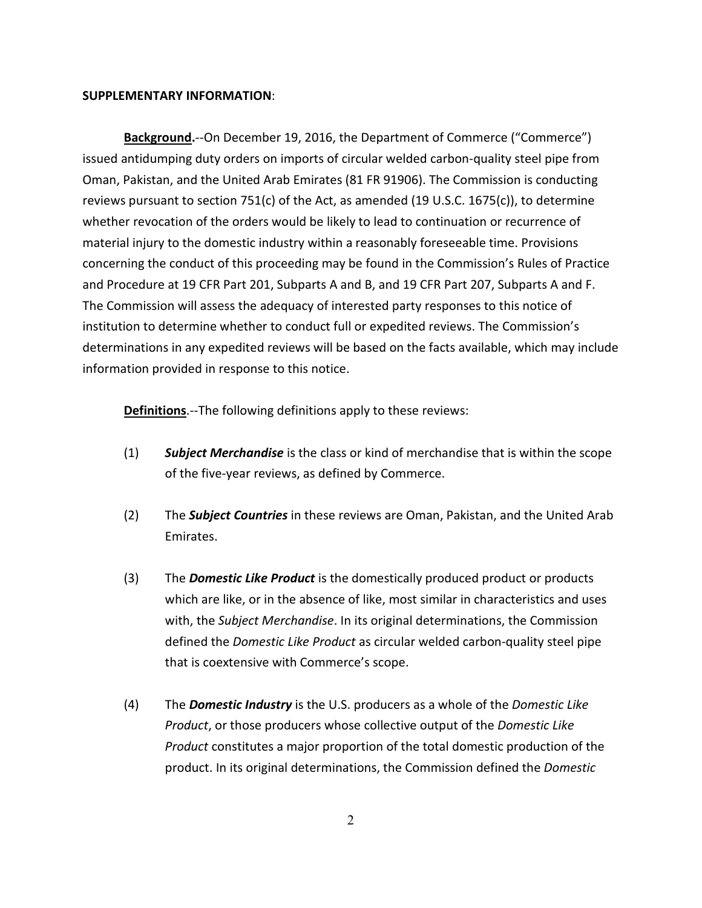**SUPPLEMENTARY INFORMATION**:

**Background.**--On December 19, 2016, the Department of Commerce ("Commerce") issued antidumping duty orders on imports of circular welded carbon-quality steel pipe from Oman, Pakistan, and the United Arab Emirates (81 FR 91906). The Commission is conducting reviews pursuant to section 751(c) of the Act, as amended (19 U.S.C. 1675(c)), to determine whether revocation of the orders would be likely to lead to continuation or recurrence of material injury to the domestic industry within a reasonably foreseeable time. Provisions concerning the conduct of this proceeding may be found in the Commission's Rules of Practice and Procedure at 19 CFR Part 201, Subparts A and B, and 19 CFR Part 207, Subparts A and F. The Commission will assess the adequacy of interested party responses to this notice of institution to determine whether to conduct full or expedited reviews. The Commission's determinations in any expedited reviews will be based on the facts available, which may include information provided in response to this notice.

**Definitions**.--The following definitions apply to these reviews:

(1) ***Subject Merchandise*** is the class or kind of merchandise that is within the scope of the five-year reviews, as defined by Commerce.

(2) The ***Subject Countries*** in these reviews are Oman, Pakistan, and the United Arab Emirates.

(3) The ***Domestic Like Product*** is the domestically produced product or products which are like, or in the absence of like, most similar in characteristics and uses with, the *Subject Merchandise*. In its original determinations, the Commission defined the *Domestic Like Product* as circular welded carbon-quality steel pipe that is coextensive with Commerce's scope.

(4) The ***Domestic Industry*** is the U.S. producers as a whole of the *Domestic Like Product*, or those producers whose collective output of the *Domestic Like Product* constitutes a major proportion of the total domestic production of the product. In its original determinations, the Commission defined the *Domestic*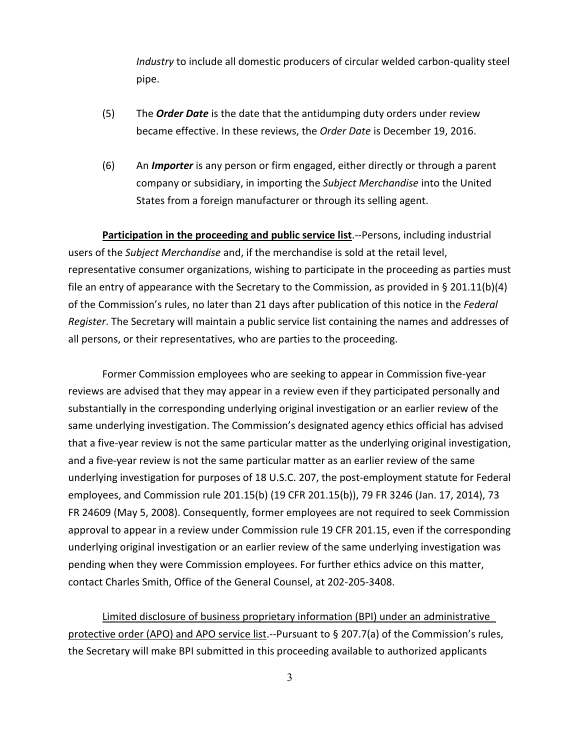*Industry* to include all domestic producers of circular welded carbon-quality steel pipe.

(5) The ***Order Date*** is the date that the antidumping duty orders under review became effective. In these reviews, the *Order Date* is December 19, 2016.

(6) An ***Importer*** is any person or firm engaged, either directly or through a parent company or subsidiary, in importing the *Subject Merchandise* into the United States from a foreign manufacturer or through its selling agent.

**Participation in the proceeding and public service list**.--Persons, including industrial users of the *Subject Merchandise* and, if the merchandise is sold at the retail level, representative consumer organizations, wishing to participate in the proceeding as parties must file an entry of appearance with the Secretary to the Commission, as provided in § 201.11(b)(4) of the Commission's rules, no later than 21 days after publication of this notice in the *Federal Register*. The Secretary will maintain a public service list containing the names and addresses of all persons, or their representatives, who are parties to the proceeding.

Former Commission employees who are seeking to appear in Commission five-year reviews are advised that they may appear in a review even if they participated personally and substantially in the corresponding underlying original investigation or an earlier review of the same underlying investigation. The Commission's designated agency ethics official has advised that a five-year review is not the same particular matter as the underlying original investigation, and a five-year review is not the same particular matter as an earlier review of the same underlying investigation for purposes of 18 U.S.C. 207, the post-employment statute for Federal employees, and Commission rule 201.15(b) (19 CFR 201.15(b)), 79 FR 3246 (Jan. 17, 2014), 73 FR 24609 (May 5, 2008). Consequently, former employees are not required to seek Commission approval to appear in a review under Commission rule 19 CFR 201.15, even if the corresponding underlying original investigation or an earlier review of the same underlying investigation was pending when they were Commission employees. For further ethics advice on this matter, contact Charles Smith, Office of the General Counsel, at 202-205-3408.

Limited disclosure of business proprietary information (BPI) under an administrative protective order (APO) and APO service list.--Pursuant to § 207.7(a) of the Commission's rules, the Secretary will make BPI submitted in this proceeding available to authorized applicants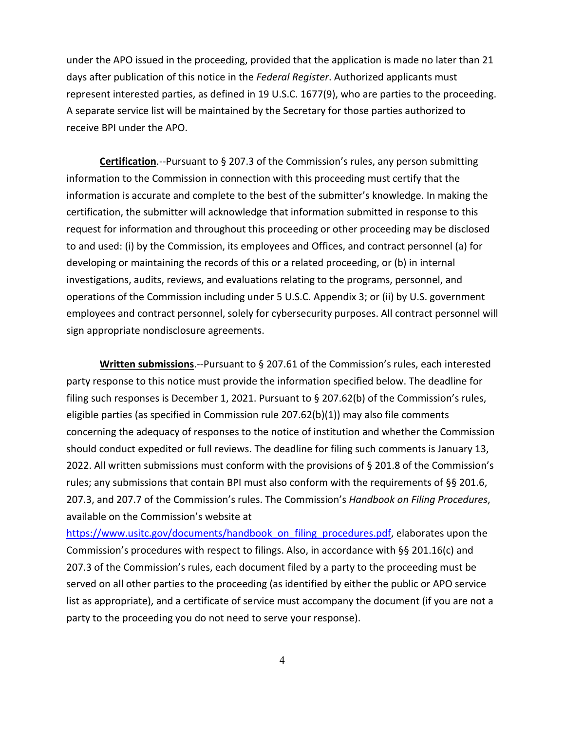under the APO issued in the proceeding, provided that the application is made no later than 21 days after publication of this notice in the *Federal Register*. Authorized applicants must represent interested parties, as defined in 19 U.S.C. 1677(9), who are parties to the proceeding. A separate service list will be maintained by the Secretary for those parties authorized to receive BPI under the APO.

**Certification**.--Pursuant to § 207.3 of the Commission's rules, any person submitting information to the Commission in connection with this proceeding must certify that the information is accurate and complete to the best of the submitter's knowledge. In making the certification, the submitter will acknowledge that information submitted in response to this request for information and throughout this proceeding or other proceeding may be disclosed to and used: (i) by the Commission, its employees and Offices, and contract personnel (a) for developing or maintaining the records of this or a related proceeding, or (b) in internal investigations, audits, reviews, and evaluations relating to the programs, personnel, and operations of the Commission including under 5 U.S.C. Appendix 3; or (ii) by U.S. government employees and contract personnel, solely for cybersecurity purposes. All contract personnel will sign appropriate nondisclosure agreements.

**Written submissions**.--Pursuant to § 207.61 of the Commission's rules, each interested party response to this notice must provide the information specified below. The deadline for filing such responses is December 1, 2021. Pursuant to § 207.62(b) of the Commission's rules, eligible parties (as specified in Commission rule 207.62(b)(1)) may also file comments concerning the adequacy of responses to the notice of institution and whether the Commission should conduct expedited or full reviews. The deadline for filing such comments is January 13, 2022. All written submissions must conform with the provisions of § 201.8 of the Commission's rules; any submissions that contain BPI must also conform with the requirements of §§ 201.6, 207.3, and 207.7 of the Commission's rules. The Commission's *Handbook on Filing Procedures*, available on the Commission's website at https://www.usitc.gov/documents/handbook_on_filing_procedures.pdf, elaborates upon the Commission's procedures with respect to filings. Also, in accordance with §§ 201.16(c) and 207.3 of the Commission's rules, each document filed by a party to the proceeding must be served on all other parties to the proceeding (as identified by either the public or APO service list as appropriate), and a certificate of service must accompany the document (if you are not a party to the proceeding you do not need to serve your response).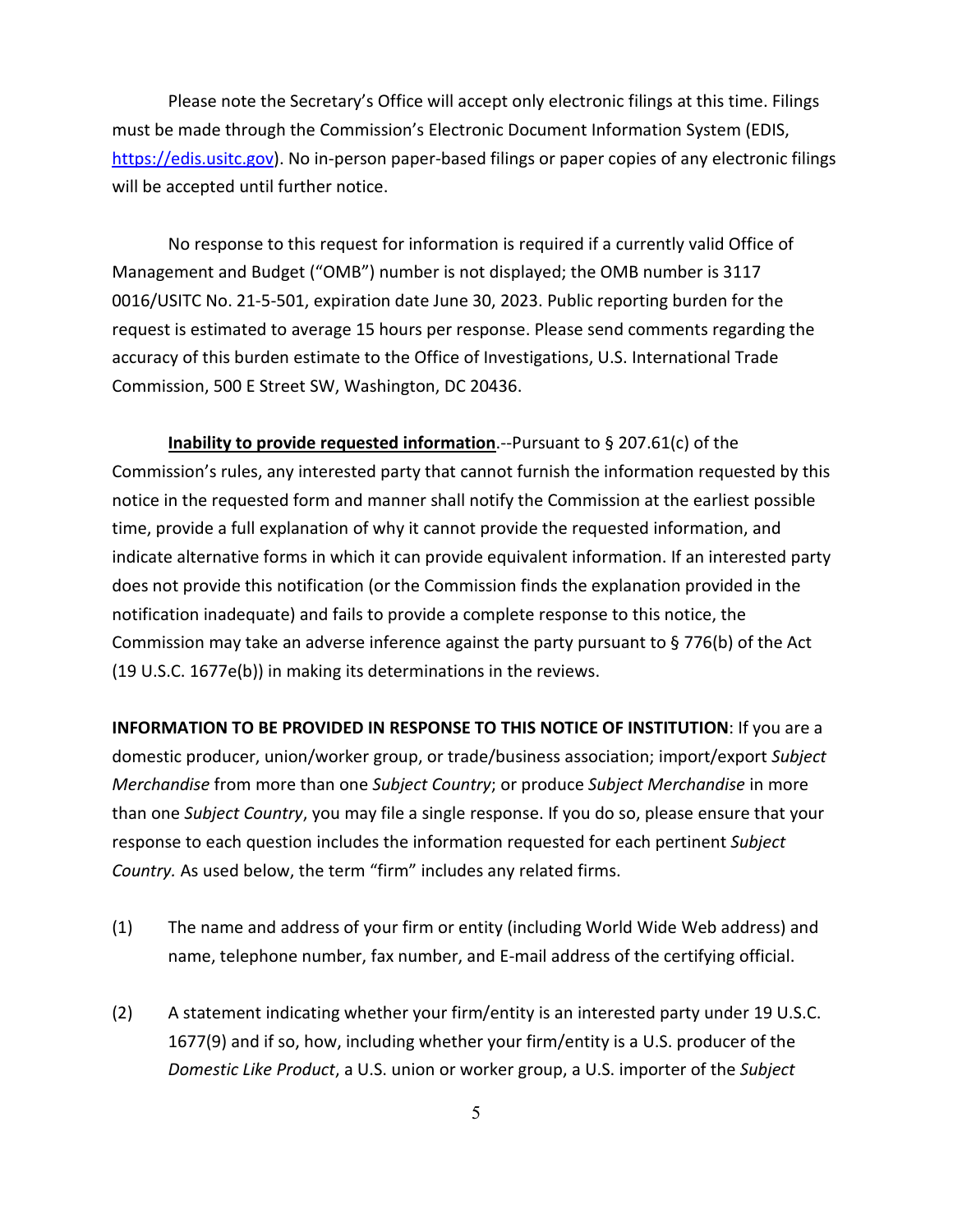Please note the Secretary's Office will accept only electronic filings at this time. Filings must be made through the Commission's Electronic Document Information System (EDIS, [https://edis.usitc.gov](https://edis.usitc.gov)). No in-person paper-based filings or paper copies of any electronic filings will be accepted until further notice.

No response to this request for information is required if a currently valid Office of Management and Budget ("OMB") number is not displayed; the OMB number is 3117 0016/USITC No. 21-5-501, expiration date June 30, 2023. Public reporting burden for the request is estimated to average 15 hours per response. Please send comments regarding the accuracy of this burden estimate to the Office of Investigations, U.S. International Trade Commission, 500 E Street SW, Washington, DC 20436.

**Inability to provide requested information**.--Pursuant to § 207.61(c) of the Commission's rules, any interested party that cannot furnish the information requested by this notice in the requested form and manner shall notify the Commission at the earliest possible time, provide a full explanation of why it cannot provide the requested information, and indicate alternative forms in which it can provide equivalent information. If an interested party does not provide this notification (or the Commission finds the explanation provided in the notification inadequate) and fails to provide a complete response to this notice, the Commission may take an adverse inference against the party pursuant to § 776(b) of the Act (19 U.S.C. 1677e(b)) in making its determinations in the reviews.

**INFORMATION TO BE PROVIDED IN RESPONSE TO THIS NOTICE OF INSTITUTION**: If you are a domestic producer, union/worker group, or trade/business association; import/export *Subject Merchandise* from more than one *Subject Country*; or produce *Subject Merchandise* in more than one *Subject Country*, you may file a single response. If you do so, please ensure that your response to each question includes the information requested for each pertinent *Subject Country.* As used below, the term "firm" includes any related firms.

(1) The name and address of your firm or entity (including World Wide Web address) and name, telephone number, fax number, and E-mail address of the certifying official.

(2) A statement indicating whether your firm/entity is an interested party under 19 U.S.C. 1677(9) and if so, how, including whether your firm/entity is a U.S. producer of the *Domestic Like Product*, a U.S. union or worker group, a U.S. importer of the *Subject*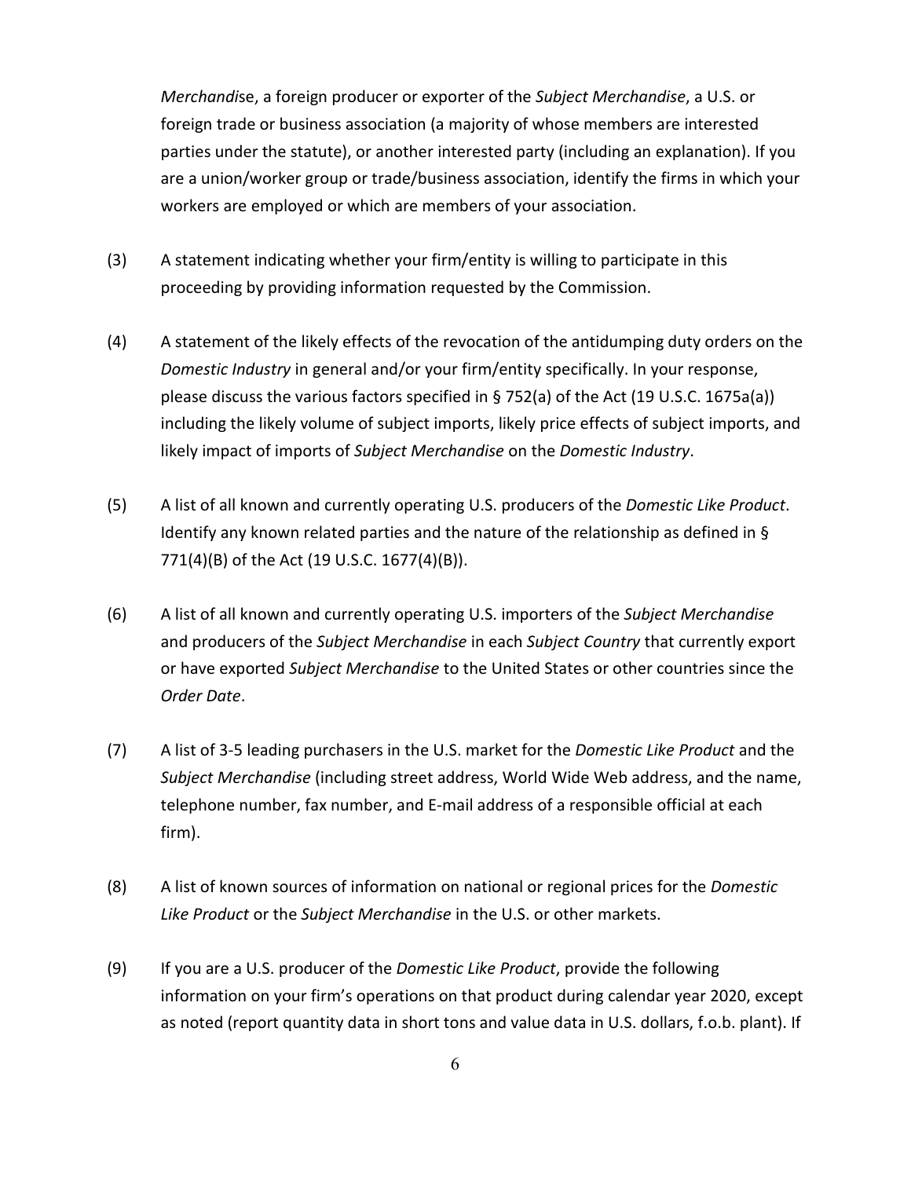*Merchandise*, a foreign producer or exporter of the *Subject Merchandise*, a U.S. or foreign trade or business association (a majority of whose members are interested parties under the statute), or another interested party (including an explanation). If you are a union/worker group or trade/business association, identify the firms in which your workers are employed or which are members of your association.

(3) A statement indicating whether your firm/entity is willing to participate in this proceeding by providing information requested by the Commission.

(4) A statement of the likely effects of the revocation of the antidumping duty orders on the *Domestic Industry* in general and/or your firm/entity specifically. In your response, please discuss the various factors specified in § 752(a) of the Act (19 U.S.C. 1675a(a)) including the likely volume of subject imports, likely price effects of subject imports, and likely impact of imports of *Subject Merchandise* on the *Domestic Industry*.

(5) A list of all known and currently operating U.S. producers of the *Domestic Like Product*. Identify any known related parties and the nature of the relationship as defined in § 771(4)(B) of the Act (19 U.S.C. 1677(4)(B)).

(6) A list of all known and currently operating U.S. importers of the *Subject Merchandise* and producers of the *Subject Merchandise* in each *Subject Country* that currently export or have exported *Subject Merchandise* to the United States or other countries since the *Order Date*.

(7) A list of 3-5 leading purchasers in the U.S. market for the *Domestic Like Product* and the *Subject Merchandise* (including street address, World Wide Web address, and the name, telephone number, fax number, and E-mail address of a responsible official at each firm).

(8) A list of known sources of information on national or regional prices for the *Domestic Like Product* or the *Subject Merchandise* in the U.S. or other markets.

(9) If you are a U.S. producer of the *Domestic Like Product*, provide the following information on your firm's operations on that product during calendar year 2020, except as noted (report quantity data in short tons and value data in U.S. dollars, f.o.b. plant). If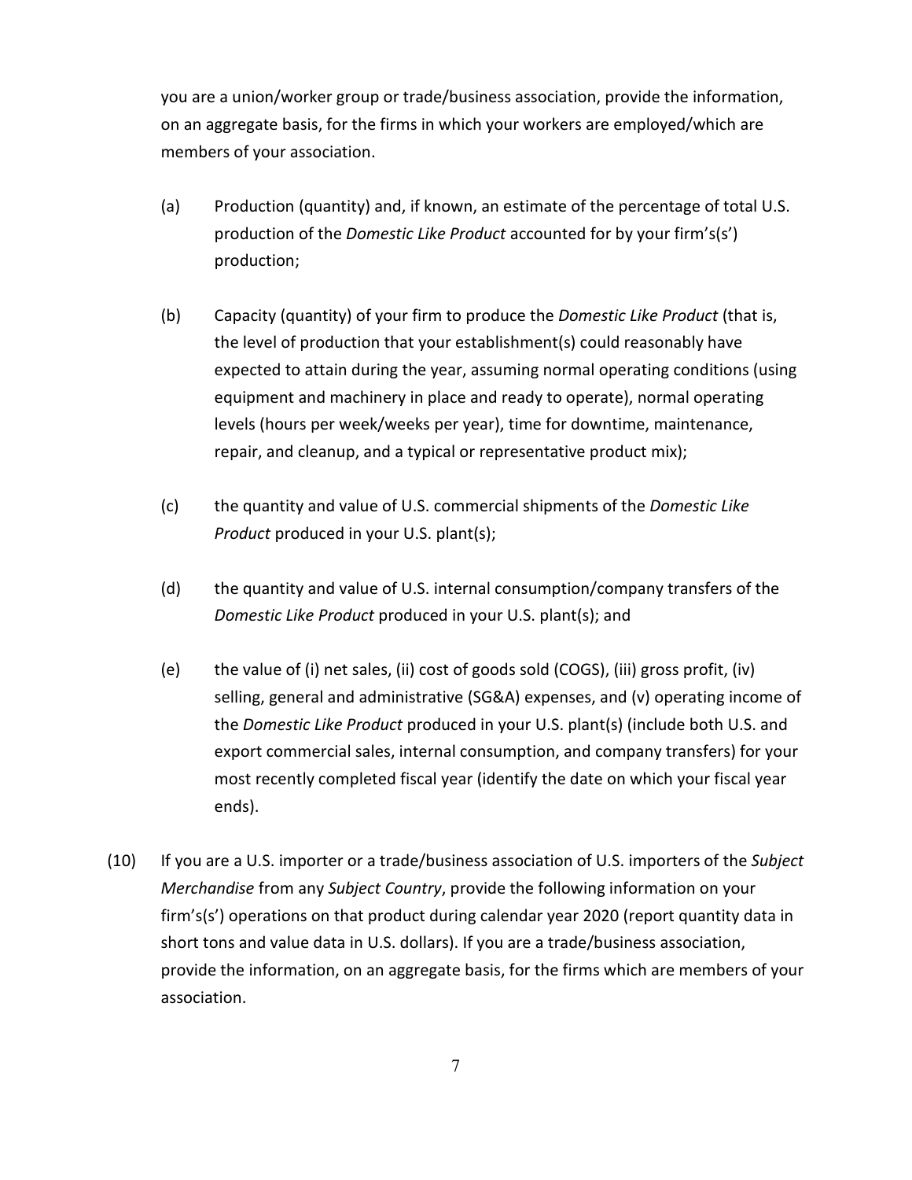you are a union/worker group or trade/business association, provide the information, on an aggregate basis, for the firms in which your workers are employed/which are members of your association.

(a) Production (quantity) and, if known, an estimate of the percentage of total U.S. production of the *Domestic Like Product* accounted for by your firm's(s') production;

(b) Capacity (quantity) of your firm to produce the *Domestic Like Product* (that is, the level of production that your establishment(s) could reasonably have expected to attain during the year, assuming normal operating conditions (using equipment and machinery in place and ready to operate), normal operating levels (hours per week/weeks per year), time for downtime, maintenance, repair, and cleanup, and a typical or representative product mix);

(c) the quantity and value of U.S. commercial shipments of the *Domestic Like Product* produced in your U.S. plant(s);

(d) the quantity and value of U.S. internal consumption/company transfers of the *Domestic Like Product* produced in your U.S. plant(s); and

(e) the value of (i) net sales, (ii) cost of goods sold (COGS), (iii) gross profit, (iv) selling, general and administrative (SG&A) expenses, and (v) operating income of the *Domestic Like Product* produced in your U.S. plant(s) (include both U.S. and export commercial sales, internal consumption, and company transfers) for your most recently completed fiscal year (identify the date on which your fiscal year ends).

(10) If you are a U.S. importer or a trade/business association of U.S. importers of the *Subject Merchandise* from any *Subject Country*, provide the following information on your firm's(s') operations on that product during calendar year 2020 (report quantity data in short tons and value data in U.S. dollars). If you are a trade/business association, provide the information, on an aggregate basis, for the firms which are members of your association.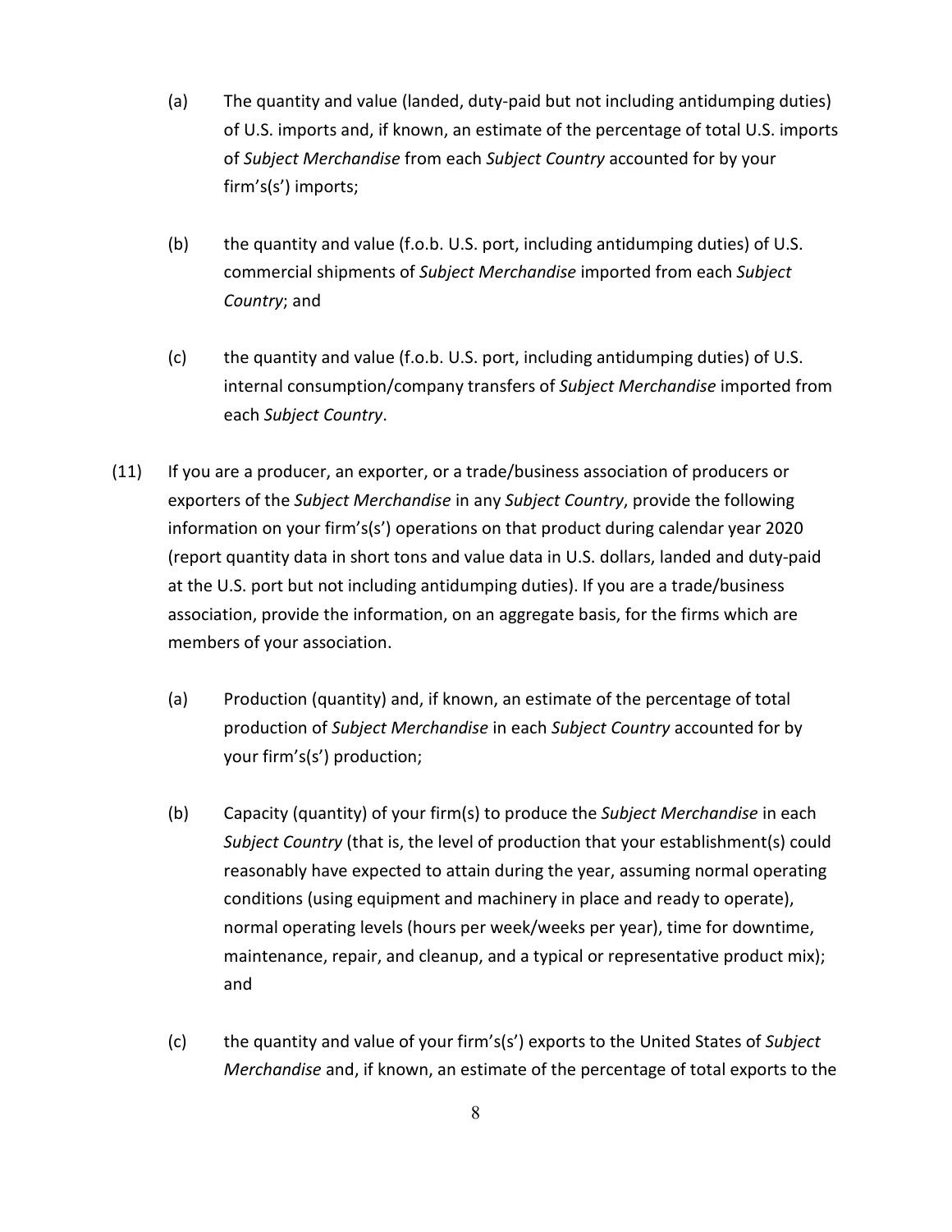(a) The quantity and value (landed, duty-paid but not including antidumping duties) of U.S. imports and, if known, an estimate of the percentage of total U.S. imports of *Subject Merchandise* from each *Subject Country* accounted for by your firm's(s') imports;

(b) the quantity and value (f.o.b. U.S. port, including antidumping duties) of U.S. commercial shipments of *Subject Merchandise* imported from each *Subject Country*; and

(c) the quantity and value (f.o.b. U.S. port, including antidumping duties) of U.S. internal consumption/company transfers of *Subject Merchandise* imported from each *Subject Country*.

(11) If you are a producer, an exporter, or a trade/business association of producers or exporters of the *Subject Merchandise* in any *Subject Country*, provide the following information on your firm's(s') operations on that product during calendar year 2020 (report quantity data in short tons and value data in U.S. dollars, landed and duty-paid at the U.S. port but not including antidumping duties). If you are a trade/business association, provide the information, on an aggregate basis, for the firms which are members of your association.

(a) Production (quantity) and, if known, an estimate of the percentage of total production of *Subject Merchandise* in each *Subject Country* accounted for by your firm's(s') production;

(b) Capacity (quantity) of your firm(s) to produce the *Subject Merchandise* in each *Subject Country* (that is, the level of production that your establishment(s) could reasonably have expected to attain during the year, assuming normal operating conditions (using equipment and machinery in place and ready to operate), normal operating levels (hours per week/weeks per year), time for downtime, maintenance, repair, and cleanup, and a typical or representative product mix); and

(c) the quantity and value of your firm's(s') exports to the United States of *Subject Merchandise* and, if known, an estimate of the percentage of total exports to the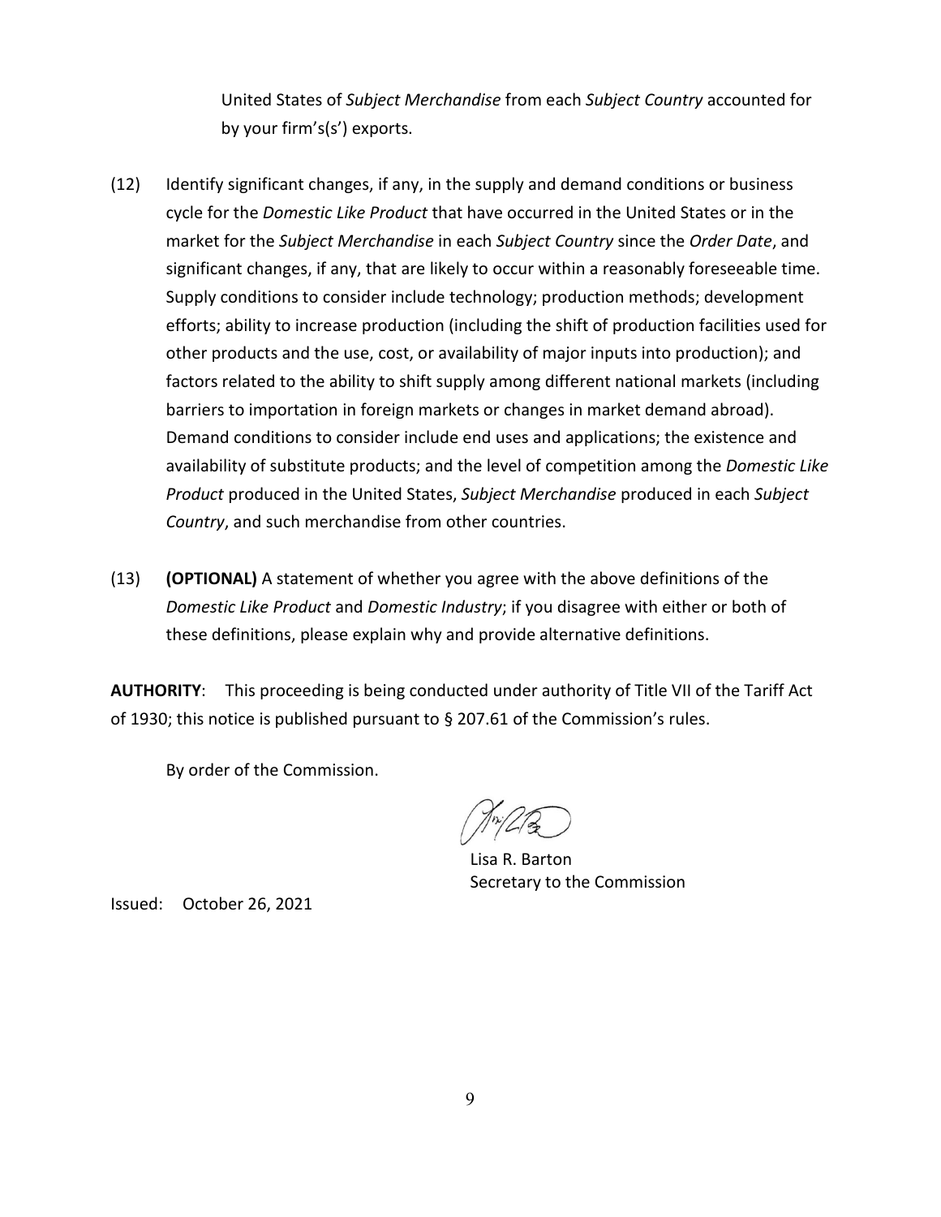United States of *Subject Merchandise* from each *Subject Country* accounted for by your firm's(s') exports.

(12) Identify significant changes, if any, in the supply and demand conditions or business cycle for the *Domestic Like Product* that have occurred in the United States or in the market for the *Subject Merchandise* in each *Subject Country* since the *Order Date*, and significant changes, if any, that are likely to occur within a reasonably foreseeable time. Supply conditions to consider include technology; production methods; development efforts; ability to increase production (including the shift of production facilities used for other products and the use, cost, or availability of major inputs into production); and factors related to the ability to shift supply among different national markets (including barriers to importation in foreign markets or changes in market demand abroad). Demand conditions to consider include end uses and applications; the existence and availability of substitute products; and the level of competition among the *Domestic Like Product* produced in the United States, *Subject Merchandise* produced in each *Subject Country*, and such merchandise from other countries.

(13) **(OPTIONAL)** A statement of whether you agree with the above definitions of the *Domestic Like Product* and *Domestic Industry*; if you disagree with either or both of these definitions, please explain why and provide alternative definitions.

**AUTHORITY**: This proceeding is being conducted under authority of Title VII of the Tariff Act of 1930; this notice is published pursuant to § 207.61 of the Commission's rules.

By order of the Commission.

Lisa R. Barton
Secretary to the Commission

Issued: October 26, 2021